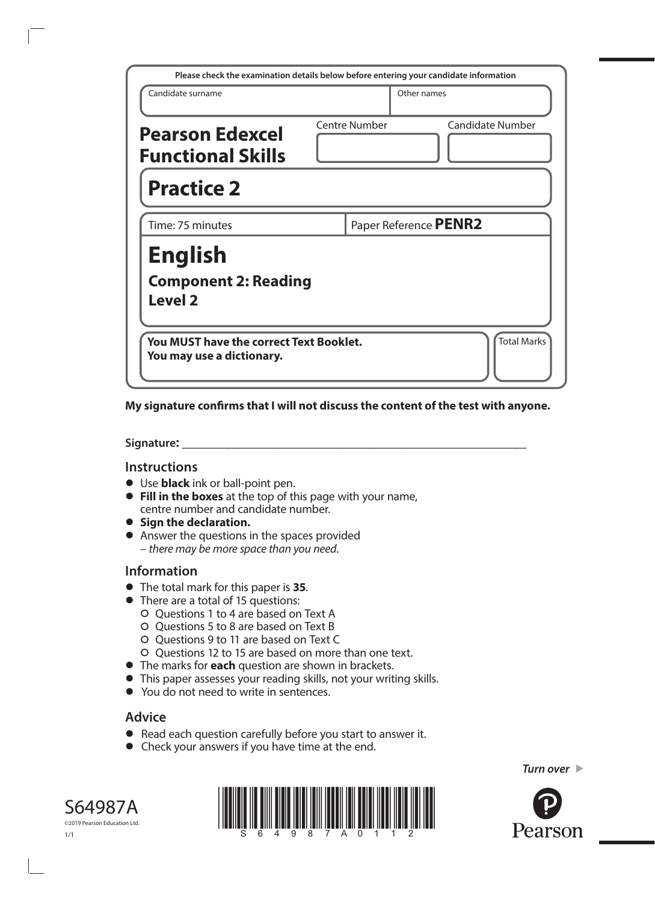Please check the examination details below before entering your candidate information

| Candidate surname | Other names |
|---|---|
| | |

**Pearson Edexcel Functional Skills**

| Centre Number | Candidate Number |
|---|---|
| | |

# Practice 2

| Time: 75 minutes | Paper Reference **PENR2** |
|---|---|

# English

## Component 2: Reading

## Level 2

**You MUST have the correct Text Booklet.**
**You may use a dictionary.**

Total Marks

**My signature confirms that I will not discuss the content of the test with anyone.**

**Signature:** ____________________________________________

## Instructions

- Use **black** ink or ball-point pen.
- **Fill in the boxes** at the top of this page with your name, centre number and candidate number.
- **Sign the declaration.**
- Answer the questions in the spaces provided
  – *there may be more space than you need*.

## Information

- The total mark for this paper is **35**.
- There are a total of 15 questions:
  - Questions 1 to 4 are based on Text A
  - Questions 5 to 8 are based on Text B
  - Questions 9 to 11 are based on Text C
  - Questions 12 to 15 are based on more than one text.
- The marks for **each** question are shown in brackets.
- This paper assesses your reading skills, not your writing skills.
- You do not need to write in sentences.

## Advice

- Read each question carefully before you start to answer it.
- Check your answers if you have time at the end.

*Turn over* ▶

S64987A

©2019 Pearson Education Ltd.

1/1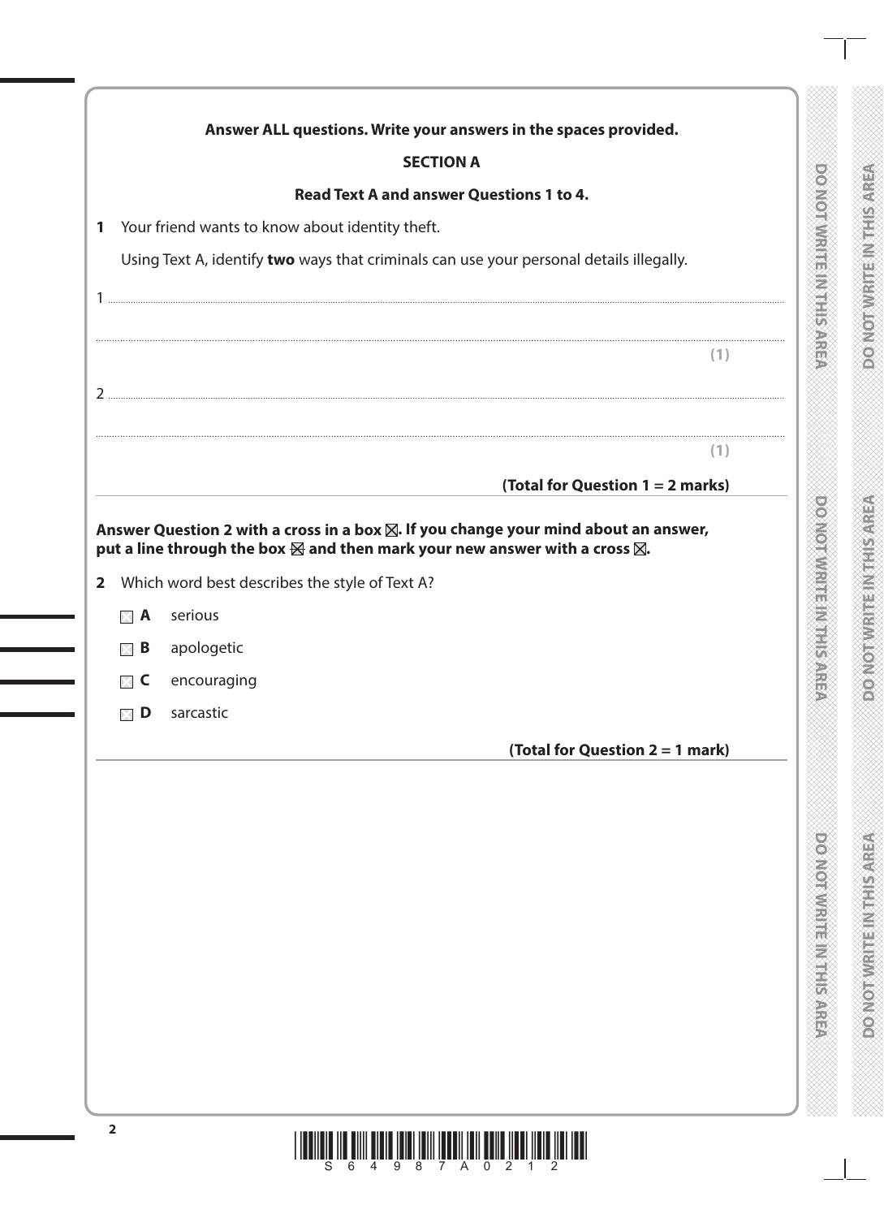**Answer ALL questions. Write your answers in the spaces provided.**

## SECTION A

**Read Text A and answer Questions 1 to 4.**

**1** Your friend wants to know about identity theft.

Using Text A, identify **two** ways that criminals can use your personal details illegally.

1 ..........................................................................................................................................................................................

..........................................................................................................................................................................................

**(1)**

2 ..........................................................................................................................................................................................

..........................................................................................................................................................................................

**(1)**

**(Total for Question 1 = 2 marks)**

---

**Answer Question 2 with a cross in a box ☒. If you change your mind about an answer, put a line through the box ☒ and then mark your new answer with a cross ☒.**

**2** Which word best describes the style of Text A?

☐ **A** serious

☐ **B** apologetic

☐ **C** encouraging

☐ **D** sarcastic

**(Total for Question 2 = 1 mark)**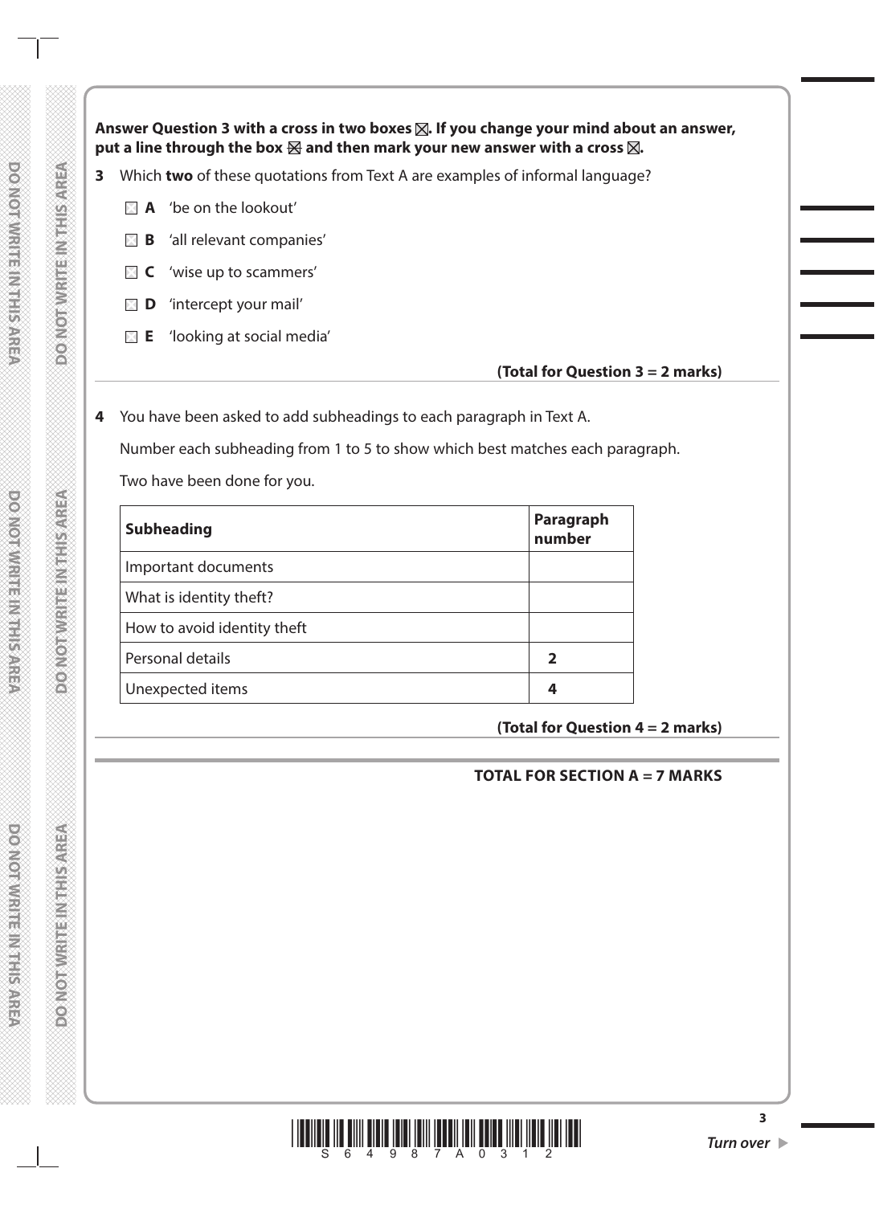**Answer Question 3 with a cross in two boxes ☒. If you change your mind about an answer, put a line through the box ☒ and then mark your new answer with a cross ☒.**

**3** Which **two** of these quotations from Text A are examples of informal language?

- ☐ **A** 'be on the lookout'
- ☐ **B** 'all relevant companies'
- ☐ **C** 'wise up to scammers'
- ☐ **D** 'intercept your mail'
- ☐ **E** 'looking at social media'

**(Total for Question 3 = 2 marks)**

**4** You have been asked to add subheadings to each paragraph in Text A.

Number each subheading from 1 to 5 to show which best matches each paragraph.

Two have been done for you.

| **Subheading** | **Paragraph number** |
| --- | --- |
| Important documents | |
| What is identity theft? | |
| How to avoid identity theft | |
| Personal details | **2** |
| Unexpected items | **4** |

**(Total for Question 4 = 2 marks)**

**TOTAL FOR SECTION A = 7 MARKS**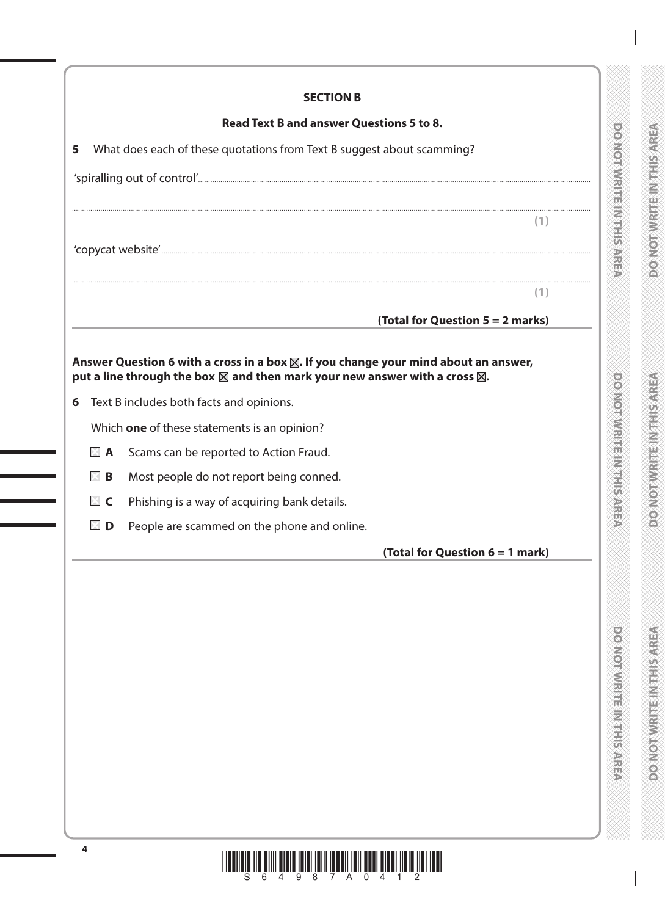## SECTION B

**Read Text B and answer Questions 5 to 8.**

**5** What does each of these quotations from Text B suggest about scamming?

'spiralling out of control' ..............................................................................................................

..............................................................................................................................................

**(1)**

'copycat website' ..........................................................................................................................

..............................................................................................................................................

**(1)**

**(Total for Question 5 = 2 marks)**

---

**Answer Question 6 with a cross in a box ☒. If you change your mind about an answer, put a line through the box ☒ and then mark your new answer with a cross ☒.**

**6** Text B includes both facts and opinions.

Which **one** of these statements is an opinion?

☐ **A** Scams can be reported to Action Fraud.

☐ **B** Most people do not report being conned.

☐ **C** Phishing is a way of acquiring bank details.

☐ **D** People are scammed on the phone and online.

**(Total for Question 6 = 1 mark)**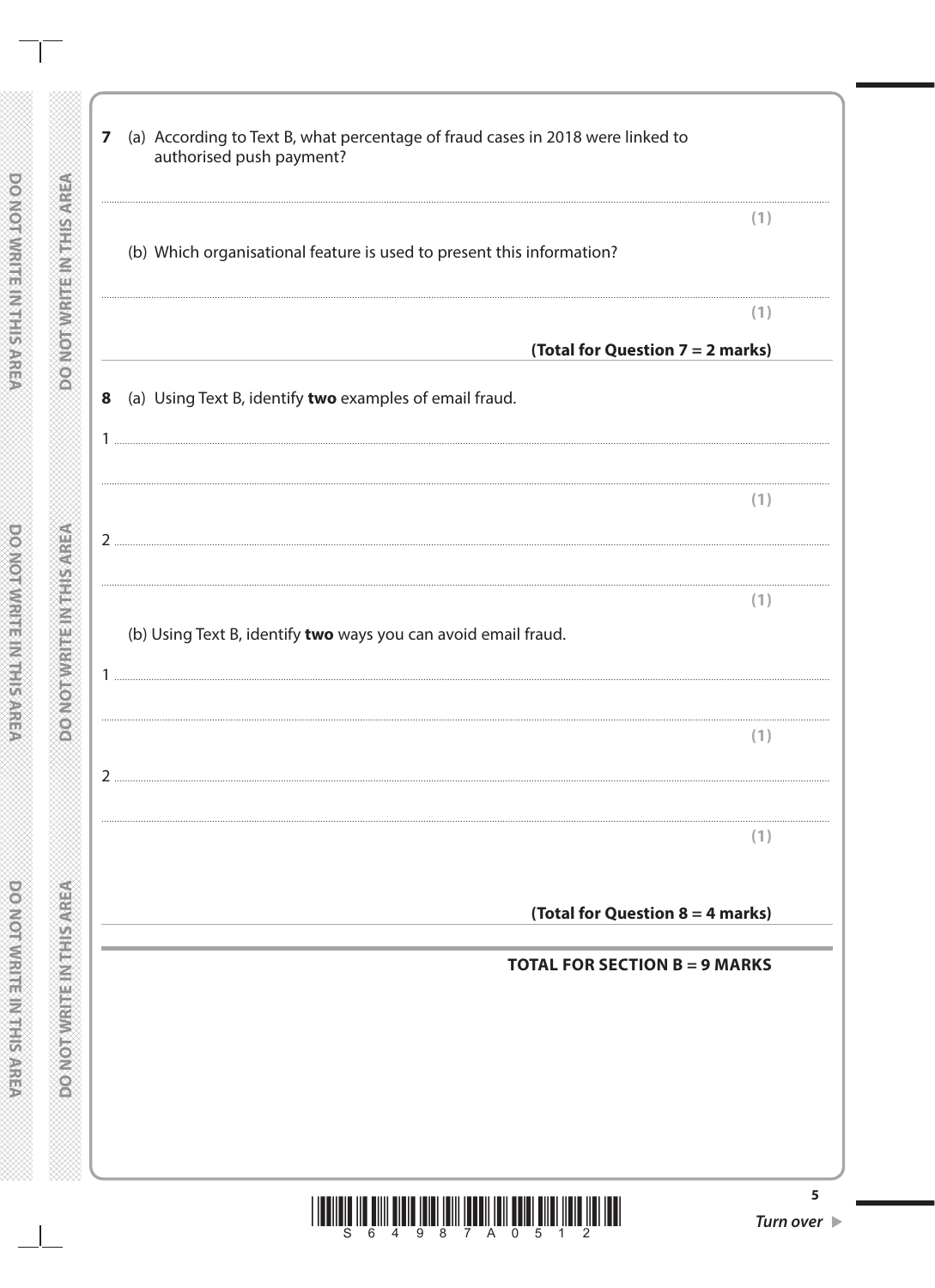**7** (a) According to Text B, what percentage of fraud cases in 2018 were linked to authorised push payment?

..........................................................................................................................................................................................................

**(1)**

(b) Which organisational feature is used to present this information?

..........................................................................................................................................................................................................

**(1)**

**(Total for Question 7 = 2 marks)**

**8** (a) Using Text B, identify **two** examples of email fraud.

1 ........................................................................................................................................................................................................

..........................................................................................................................................................................................................

**(1)**

2 ........................................................................................................................................................................................................

..........................................................................................................................................................................................................

**(1)**

(b) Using Text B, identify **two** ways you can avoid email fraud.

1 ........................................................................................................................................................................................................

..........................................................................................................................................................................................................

**(1)**

2 ........................................................................................................................................................................................................

..........................................................................................................................................................................................................

**(1)**

**(Total for Question 8 = 4 marks)**

**TOTAL FOR SECTION B = 9 MARKS**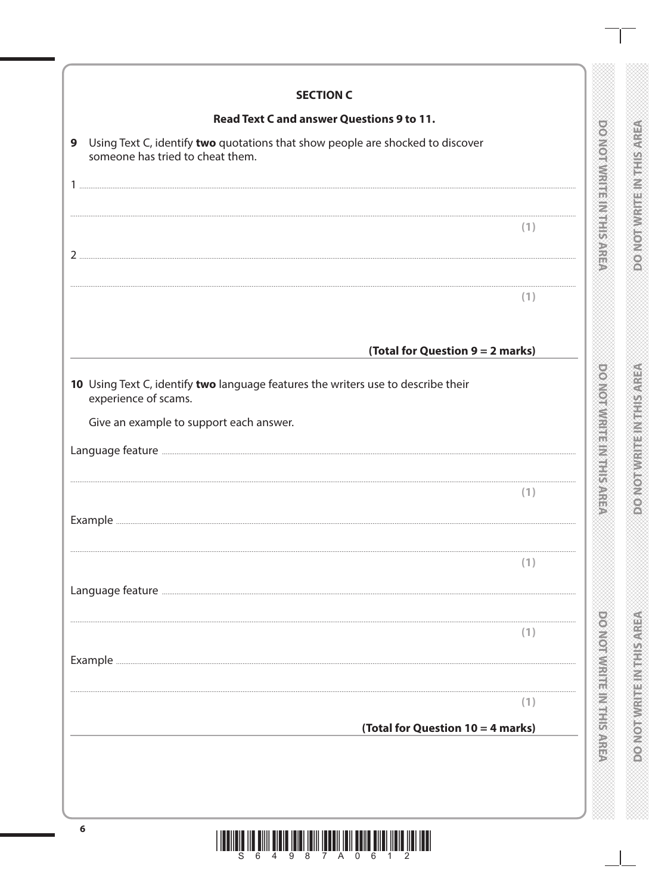## SECTION C

### Read Text C and answer Questions 9 to 11.

**9** Using Text C, identify **two** quotations that show people are shocked to discover someone has tried to cheat them.

1 ..............................................................................................................................................

.............................................................................................................................................. **(1)**

2 ..............................................................................................................................................

.............................................................................................................................................. **(1)**

**(Total for Question 9 = 2 marks)**

---

**10** Using Text C, identify **two** language features the writers use to describe their experience of scams.

Give an example to support each answer.

Language feature ..............................................................................................................................

.............................................................................................................................................. **(1)**

Example ..............................................................................................................................................

.............................................................................................................................................. **(1)**

Language feature ..............................................................................................................................

.............................................................................................................................................. **(1)**

Example ..............................................................................................................................................

.............................................................................................................................................. **(1)**

**(Total for Question 10 = 4 marks)**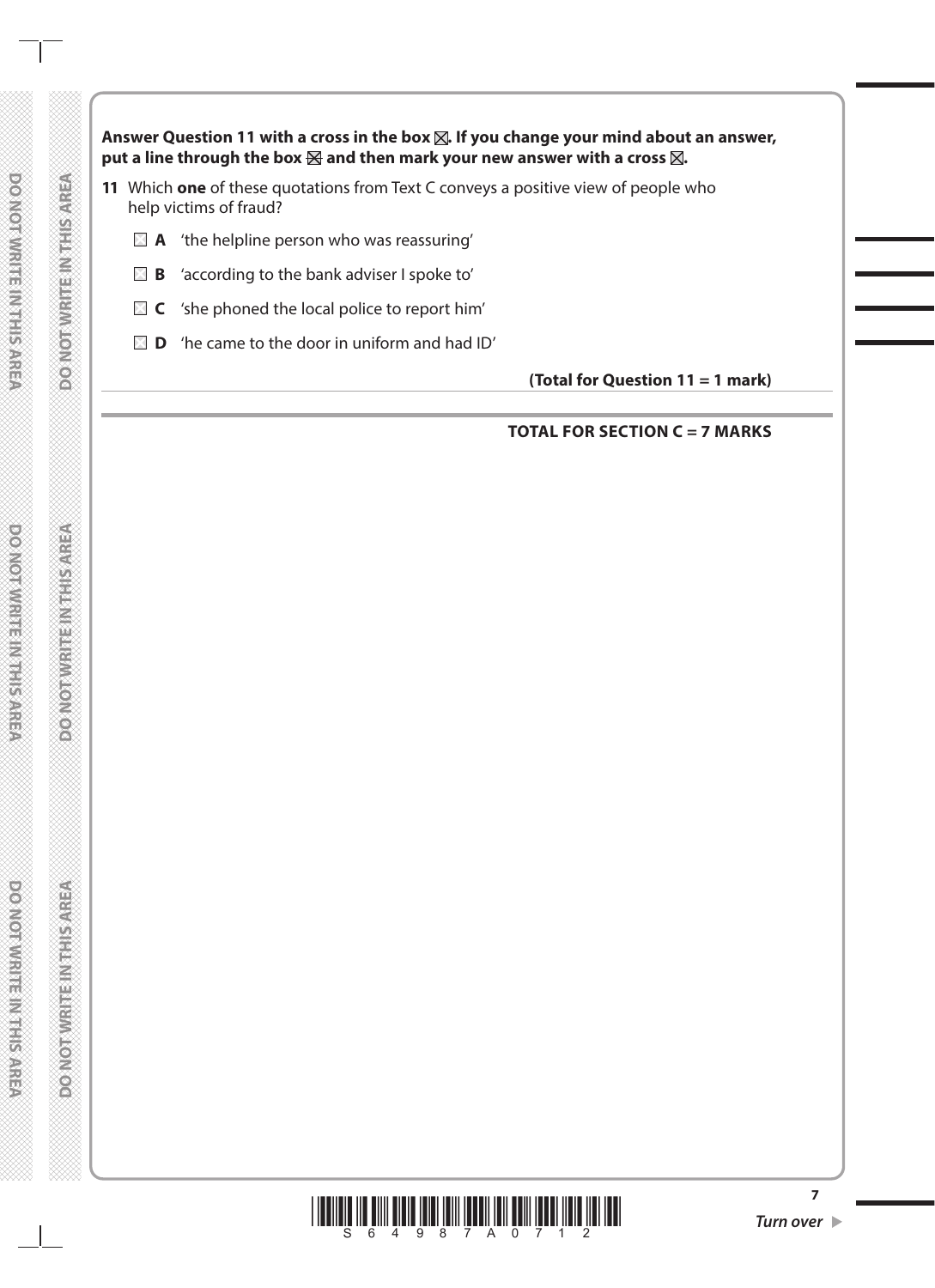**Answer Question 11 with a cross in the box ☒. If you change your mind about an answer, put a line through the box ☒ and then mark your new answer with a cross ☒.**

**11** Which **one** of these quotations from Text C conveys a positive view of people who help victims of fraud?

☐ **A** 'the helpline person who was reassuring'

☐ **B** 'according to the bank adviser I spoke to'

☐ **C** 'she phoned the local police to report him'

☐ **D** 'he came to the door in uniform and had ID'

**(Total for Question 11 = 1 mark)**

**TOTAL FOR SECTION C = 7 MARKS**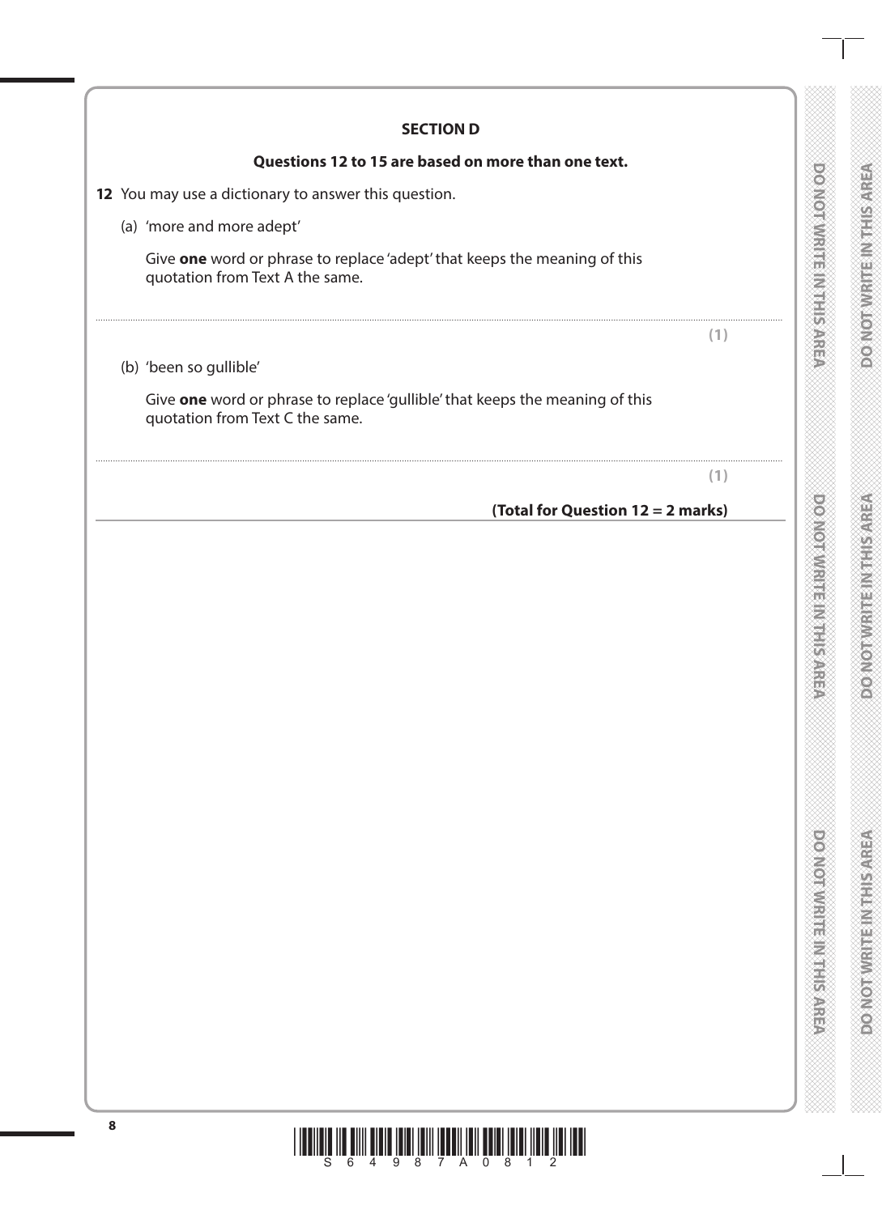## SECTION D

**Questions 12 to 15 are based on more than one text.**

**12** You may use a dictionary to answer this question.

(a) 'more and more adept'

Give **one** word or phrase to replace 'adept' that keeps the meaning of this quotation from Text A the same.

..............................................................................................................................................

**(1)**

(b) 'been so gullible'

Give **one** word or phrase to replace 'gullible' that keeps the meaning of this quotation from Text C the same.

..............................................................................................................................................

**(1)**

**(Total for Question 12 = 2 marks)**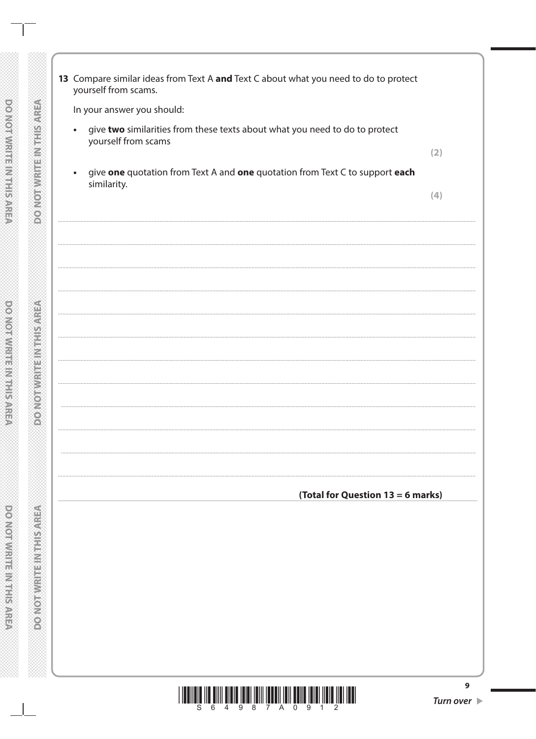**13** Compare similar ideas from Text A **and** Text C about what you need to do to protect yourself from scams.

In your answer you should:

- give **two** similarities from these texts about what you need to do to protect yourself from scams **(2)**
- give **one** quotation from Text A and **one** quotation from Text C to support **each** similarity. **(4)**

**(Total for Question 13 = 6 marks)**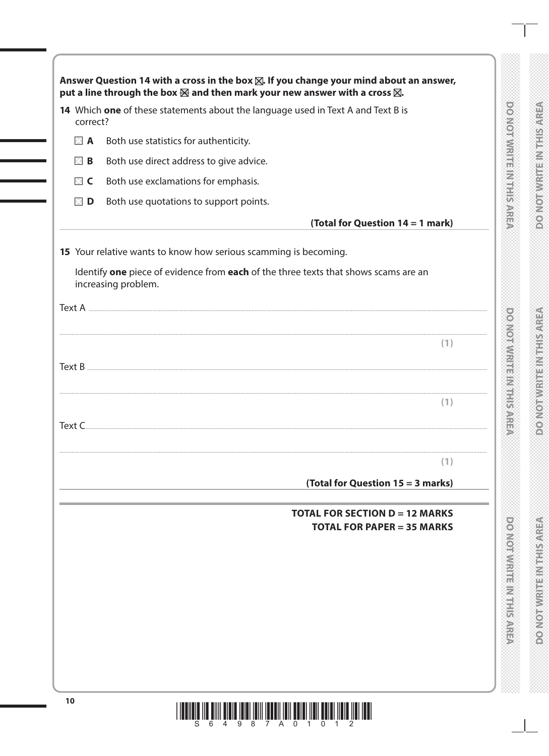**Answer Question 14 with a cross in the box ☒. If you change your mind about an answer, put a line through the box ☒ and then mark your new answer with a cross ☒.**

**14** Which **one** of these statements about the language used in Text A and Text B is correct?

☐ **A** Both use statistics for authenticity.

☐ **B** Both use direct address to give advice.

☐ **C** Both use exclamations for emphasis.

☐ **D** Both use quotations to support points.

**(Total for Question 14 = 1 mark)**

**15** Your relative wants to know how serious scamming is becoming.

Identify **one** piece of evidence from **each** of the three texts that shows scams are an increasing problem.

Text A ..............................................................................................................................................

.......................................................................................................................................................

**(1)**

Text B ..............................................................................................................................................

.......................................................................................................................................................

**(1)**

Text C ..............................................................................................................................................

.......................................................................................................................................................

**(1)**

**(Total for Question 15 = 3 marks)**

**TOTAL FOR SECTION D = 12 MARKS**

**TOTAL FOR PAPER = 35 MARKS**